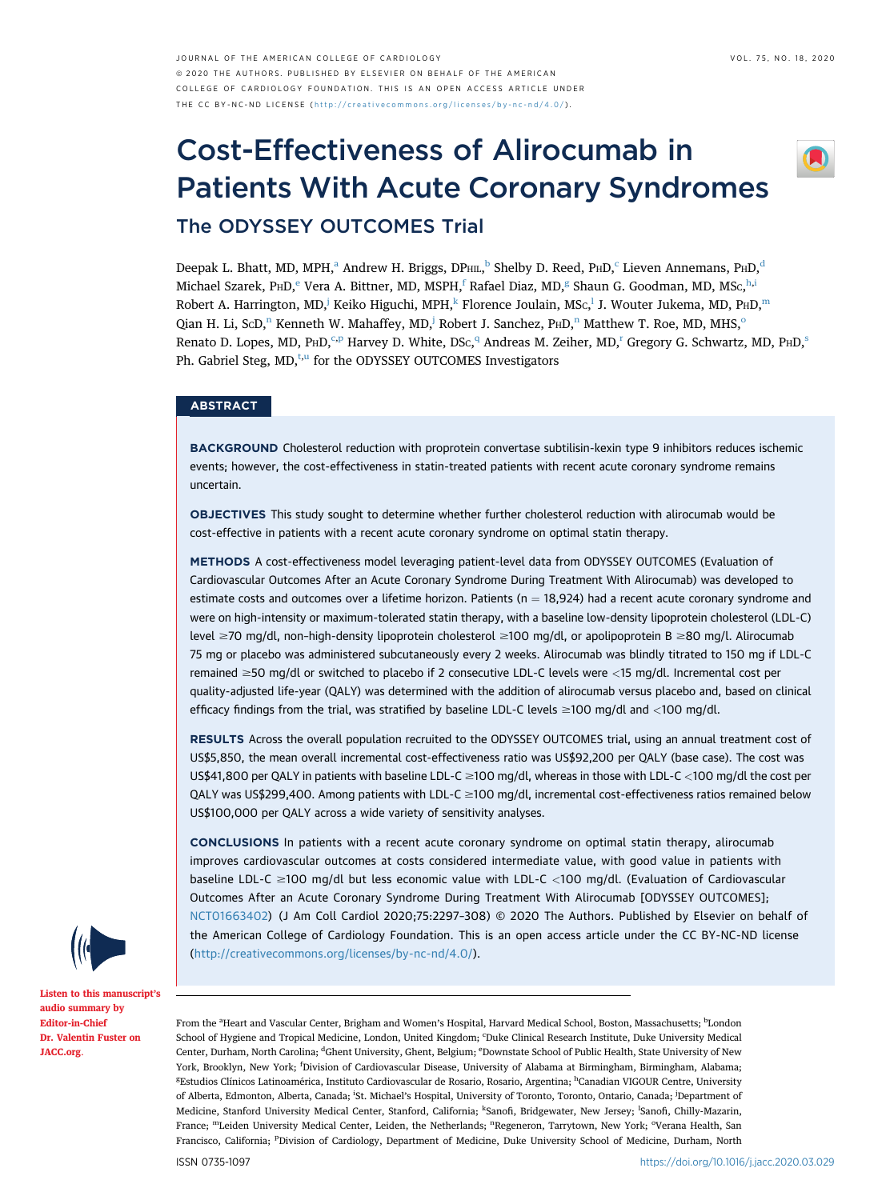# Cost-Effectiveness of Alirocumab in Patients With Acute Coronary Syndromes

## The ODYSSEY OUTCOMES Trial

Deepak L. Bhatt, MD, MPH,[a] Andrew H. Briggs, DPhil,[b] Shelby D. Reed, PhD,[c] Lieven Annemans, PhD,[d] Michael Szarek, PhD,[e] Vera A. Bittner, MD, MSPH,[f] Rafael Diaz, MD,[g] Shaun G. Goodman, MD, MSc,[h,i] Robert A. Harrington, MD,[j] Keiko Higuchi, MPH,[k] Florence Joulain, MSc,[l] J. Wouter Jukema, MD, PhD,[m] Qian H. Li, ScD,[n] Kenneth W. Mahaffey, MD,[j] Robert J. Sanchez, PhD,[n] Matthew T. Roe, MD, MHS,[o] Renato D. Lopes, MD, PhD,[c,p] Harvey D. White, DSc,[q] Andreas M. Zeiher, MD,[r] Gregory G. Schwartz, MD, PhD,[s] Ph. Gabriel Steg, MD,[t,u] for the ODYSSEY OUTCOMES Investigators

## ABSTRACT

**BACKGROUND** Cholesterol reduction with proprotein convertase subtilisin-kexin type 9 inhibitors reduces ischemic events; however, the cost-effectiveness in statin-treated patients with recent acute coronary syndrome remains uncertain.

**OBJECTIVES** This study sought to determine whether further cholesterol reduction with alirocumab would be cost-effective in patients with a recent acute coronary syndrome on optimal statin therapy.

**METHODS** A cost-effectiveness model leveraging patient-level data from ODYSSEY OUTCOMES (Evaluation of Cardiovascular Outcomes After an Acute Coronary Syndrome During Treatment With Alirocumab) was developed to estimate costs and outcomes over a lifetime horizon. Patients (n = 18,924) had a recent acute coronary syndrome and were on high-intensity or maximum-tolerated statin therapy, with a baseline low-density lipoprotein cholesterol (LDL-C) level ≥70 mg/dl, non-high-density lipoprotein cholesterol ≥100 mg/dl, or apolipoprotein B ≥80 mg/l. Alirocumab 75 mg or placebo was administered subcutaneously every 2 weeks. Alirocumab was blindly titrated to 150 mg if LDL-C remained ≥50 mg/dl or switched to placebo if 2 consecutive LDL-C levels were <15 mg/dl. Incremental cost per quality-adjusted life-year (QALY) was determined with the addition of alirocumab versus placebo and, based on clinical efficacy findings from the trial, was stratified by baseline LDL-C levels ≥100 mg/dl and <100 mg/dl.

**RESULTS** Across the overall population recruited to the ODYSSEY OUTCOMES trial, using an annual treatment cost of US$5,850, the mean overall incremental cost-effectiveness ratio was US$92,200 per QALY (base case). The cost was US$41,800 per QALY in patients with baseline LDL-C ≥100 mg/dl, whereas in those with LDL-C <100 mg/dl the cost per QALY was US$299,400. Among patients with LDL-C ≥100 mg/dl, incremental cost-effectiveness ratios remained below US$100,000 per QALY across a wide variety of sensitivity analyses.

**CONCLUSIONS** In patients with a recent acute coronary syndrome on optimal statin therapy, alirocumab improves cardiovascular outcomes at costs considered intermediate value, with good value in patients with baseline LDL-C ≥100 mg/dl but less economic value with LDL-C <100 mg/dl. (Evaluation of Cardiovascular Outcomes After an Acute Coronary Syndrome During Treatment With Alirocumab [ODYSSEY OUTCOMES]; NCT01663402) (J Am Coll Cardiol 2020;75:2297–308) © 2020 The Authors. Published by Elsevier on behalf of the American College of Cardiology Foundation. This is an open access article under the CC BY-NC-ND license (http://creativecommons.org/licenses/by-nc-nd/4.0/).

Listen to this manuscript's audio summary by Editor-in-Chief Dr. Valentin Fuster on JACC.org.

From the [a]Heart and Vascular Center, Brigham and Women's Hospital, Harvard Medical School, Boston, Massachusetts; [b]London School of Hygiene and Tropical Medicine, London, United Kingdom; [c]Duke Clinical Research Institute, Duke University Medical Center, Durham, North Carolina; [d]Ghent University, Ghent, Belgium; [e]Downstate School of Public Health, State University of New York, Brooklyn, New York; [f]Division of Cardiovascular Disease, University of Alabama at Birmingham, Birmingham, Alabama; [g]Estudios Clínicos Latinoamérica, Instituto Cardiovascular de Rosario, Rosario, Argentina; [h]Canadian VIGOUR Centre, University of Alberta, Edmonton, Alberta, Canada; [i]St. Michael's Hospital, University of Toronto, Toronto, Ontario, Canada; [j]Department of Medicine, Stanford University Medical Center, Stanford, California; [k]Sanofi, Bridgewater, New Jersey; [l]Sanofi, Chilly-Mazarin, France; [m]Leiden University Medical Center, Leiden, the Netherlands; [n]Regeneron, Tarrytown, New York; [o]Verana Health, San Francisco, California; [p]Division of Cardiology, Department of Medicine, Duke University School of Medicine, Durham, North

ISSN 0735-1097 https://doi.org/10.1016/j.jacc.2020.03.029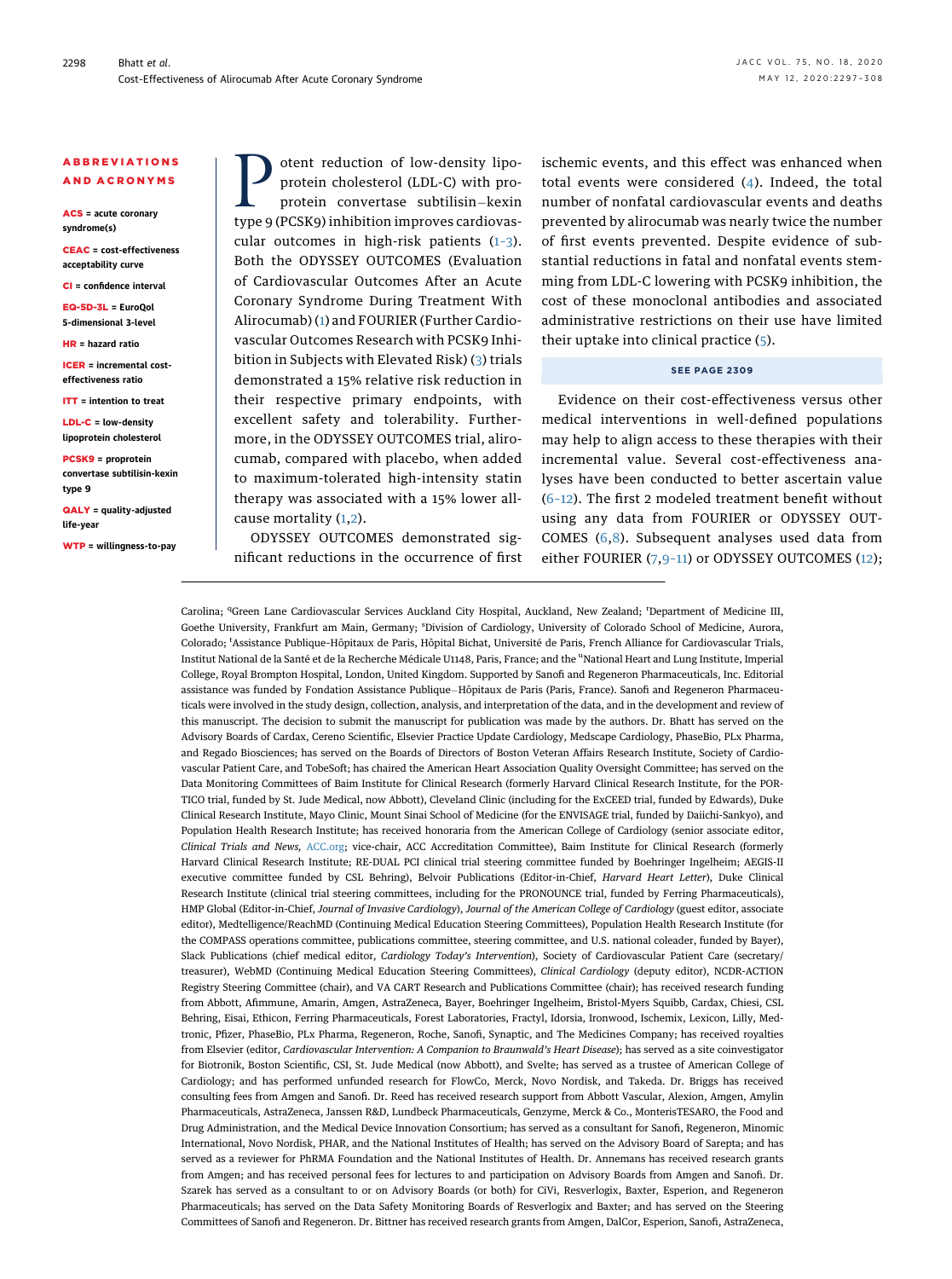## ABBREVIATIONS AND ACRONYMS

**ACS** = acute coronary syndrome(s)

**CEAC** = cost-effectiveness acceptability curve

**CI** = confidence interval

**EQ-5D-3L** = EuroQol 5-dimensional 3-level

**HR** = hazard ratio

**ICER** = incremental cost-effectiveness ratio

**ITT** = intention to treat

**LDL-C** = low-density lipoprotein cholesterol

**PCSK9** = proprotein convertase subtilisin-kexin type 9

**QALY** = quality-adjusted life-year

**WTP** = willingness-to-pay

Potent reduction of low-density lipoprotein cholesterol (LDL-C) with proprotein convertase subtilisin–kexin type 9 (PCSK9) inhibition improves cardiovascular outcomes in high-risk patients (1–3). Both the ODYSSEY OUTCOMES (Evaluation of Cardiovascular Outcomes After an Acute Coronary Syndrome During Treatment With Alirocumab) (1) and FOURIER (Further Cardiovascular Outcomes Research with PCSK9 Inhibition in Subjects with Elevated Risk) (3) trials demonstrated a 15% relative risk reduction in their respective primary endpoints, with excellent safety and tolerability. Furthermore, in the ODYSSEY OUTCOMES trial, alirocumab, compared with placebo, when added to maximum-tolerated high-intensity statin therapy was associated with a 15% lower all-cause mortality (1,2).

ODYSSEY OUTCOMES demonstrated significant reductions in the occurrence of first ischemic events, and this effect was enhanced when total events were considered (4). Indeed, the total number of nonfatal cardiovascular events and deaths prevented by alirocumab was nearly twice the number of first events prevented. Despite evidence of substantial reductions in fatal and nonfatal events stemming from LDL-C lowering with PCSK9 inhibition, the cost of these monoclonal antibodies and associated administrative restrictions on their use have limited their uptake into clinical practice (5).

**SEE PAGE 2309**

Evidence on their cost-effectiveness versus other medical interventions in well-defined populations may help to align access to these therapies with their incremental value. Several cost-effectiveness analyses have been conducted to better ascertain value (6–12). The first 2 modeled treatment benefit without using any data from FOURIER or ODYSSEY OUTCOMES (6,8). Subsequent analyses used data from either FOURIER (7,9–11) or ODYSSEY OUTCOMES (12);

Carolina; [q]Green Lane Cardiovascular Services Auckland City Hospital, Auckland, New Zealand; [r]Department of Medicine III, Goethe University, Frankfurt am Main, Germany; [s]Division of Cardiology, University of Colorado School of Medicine, Aurora, Colorado; [t]Assistance Publique–Hôpitaux de Paris, Hôpital Bichat, Université de Paris, French Alliance for Cardiovascular Trials, Institut National de la Santé et de la Recherche Médicale U1148, Paris, France; and the [u]National Heart and Lung Institute, Imperial College, Royal Brompton Hospital, London, United Kingdom. Supported by Sanofi and Regeneron Pharmaceuticals, Inc. Editorial assistance was funded by Fondation Assistance Publique–Hôpitaux de Paris (Paris, France). Sanofi and Regeneron Pharmaceuticals were involved in the study design, collection, analysis, and interpretation of the data, and in the development and review of this manuscript. The decision to submit the manuscript for publication was made by the authors. Dr. Bhatt has served on the Advisory Boards of Cardax, Cereno Scientific, Elsevier Practice Update Cardiology, Medscape Cardiology, PhaseBio, PLx Pharma, and Regado Biosciences; has served on the Boards of Directors of Boston Veteran Affairs Research Institute, Society of Cardiovascular Patient Care, and TobeSoft; has chaired the American Heart Association Quality Oversight Committee; has served on the Data Monitoring Committees of Baim Institute for Clinical Research (formerly Harvard Clinical Research Institute, for the PORTICO trial, funded by St. Jude Medical, now Abbott), Cleveland Clinic (including for the ExCEED trial, funded by Edwards), Duke Clinical Research Institute, Mayo Clinic, Mount Sinai School of Medicine (for the ENVISAGE trial, funded by Daiichi-Sankyo), and Population Health Research Institute; has received honoraria from the American College of Cardiology (senior associate editor, *Clinical Trials and News*, ACC.org; vice-chair, ACC Accreditation Committee), Baim Institute for Clinical Research (formerly Harvard Clinical Research Institute; RE-DUAL PCI clinical trial steering committee funded by Boehringer Ingelheim; AEGIS-II executive committee funded by CSL Behring), Belvoir Publications (Editor-in-Chief, *Harvard Heart Letter*), Duke Clinical Research Institute (clinical trial steering committees, including for the PRONOUNCE trial, funded by Ferring Pharmaceuticals), HMP Global (Editor-in-Chief, *Journal of Invasive Cardiology*), *Journal of the American College of Cardiology* (guest editor, associate editor), Medtelligence/ReachMD (Continuing Medical Education Steering Committees), Population Health Research Institute (for the COMPASS operations committee, publications committee, steering committee, and U.S. national coleader, funded by Bayer), Slack Publications (chief medical editor, *Cardiology Today's Intervention*), Society of Cardiovascular Patient Care (secretary/treasurer), WebMD (Continuing Medical Education Steering Committees), *Clinical Cardiology* (deputy editor), NCDR-ACTION Registry Steering Committee (chair), and VA CART Research and Publications Committee (chair); has received research funding from Abbott, Afimmune, Amarin, Amgen, AstraZeneca, Bayer, Boehringer Ingelheim, Bristol-Myers Squibb, Cardax, Chiesi, CSL Behring, Eisai, Ethicon, Ferring Pharmaceuticals, Forest Laboratories, Fractyl, Idorsia, Ironwood, Ischemix, Lexicon, Lilly, Medtronic, Pfizer, PhaseBio, PLx Pharma, Regeneron, Roche, Sanofi, Synaptic, and The Medicines Company; has received royalties from Elsevier (editor, *Cardiovascular Intervention: A Companion to Braunwald's Heart Disease*); has served as a site coinvestigator for Biotronik, Boston Scientific, CSI, St. Jude Medical (now Abbott), and Svelte; has served as a trustee of American College of Cardiology; and has performed unfunded research for FlowCo, Merck, Novo Nordisk, and Takeda. Dr. Briggs has received consulting fees from Amgen and Sanofi. Dr. Reed has received research support from Abbott Vascular, Alexion, Amgen, Amylin Pharmaceuticals, AstraZeneca, Janssen R&D, Lundbeck Pharmaceuticals, Genzyme, Merck & Co., MonterisTESARO, the Food and Drug Administration, and the Medical Device Innovation Consortium; has served as a consultant for Sanofi, Regeneron, Minomic International, Novo Nordisk, PHAR, and the National Institutes of Health; has served on the Advisory Board of Sarepta; and has served as a reviewer for PhRMA Foundation and the National Institutes of Health. Dr. Annemans has received research grants from Amgen; and has received personal fees for lectures to and participation on Advisory Boards from Amgen and Sanofi. Dr. Szarek has served as a consultant to or on Advisory Boards (or both) for CiVi, Resverlogix, Baxter, Esperion, and Regeneron Pharmaceuticals; has served on the Data Safety Monitoring Boards of Resverlogix and Baxter; and has served on the Steering Committees of Sanofi and Regeneron. Dr. Bittner has received research grants from Amgen, DalCor, Esperion, Sanofi, AstraZeneca,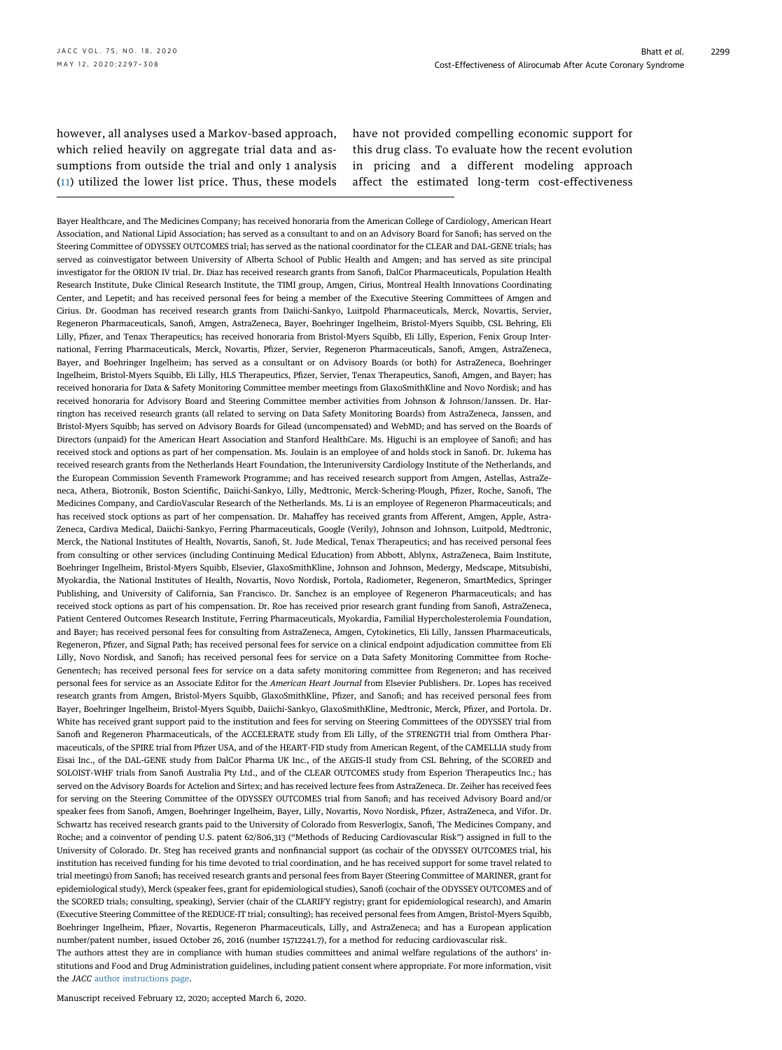however, all analyses used a Markov-based approach, which relied heavily on aggregate trial data and assumptions from outside the trial and only 1 analysis (11) utilized the lower list price. Thus, these models have not provided compelling economic support for this drug class. To evaluate how the recent evolution in pricing and a different modeling approach affect the estimated long-term cost-effectiveness

---

Bayer Healthcare, and The Medicines Company; has received honoraria from the American College of Cardiology, American Heart Association, and National Lipid Association; has served as a consultant to and on an Advisory Board for Sanofi; has served on the Steering Committee of ODYSSEY OUTCOMES trial; has served as the national coordinator for the CLEAR and DAL-GENE trials; has served as coinvestigator between University of Alberta School of Public Health and Amgen; and has served as site principal investigator for the ORION IV trial. Dr. Diaz has received research grants from Sanofi, DalCor Pharmaceuticals, Population Health Research Institute, Duke Clinical Research Institute, the TIMI group, Amgen, Cirius, Montreal Health Innovations Coordinating Center, and Lepetit; and has received personal fees for being a member of the Executive Steering Committees of Amgen and Cirius. Dr. Goodman has received research grants from Daiichi-Sankyo, Luitpold Pharmaceuticals, Merck, Novartis, Servier, Regeneron Pharmaceuticals, Sanofi, Amgen, AstraZeneca, Bayer, Boehringer Ingelheim, Bristol-Myers Squibb, CSL Behring, Eli Lilly, Pfizer, and Tenax Therapeutics; has received honoraria from Bristol-Myers Squibb, Eli Lilly, Esperion, Fenix Group International, Ferring Pharmaceuticals, Merck, Novartis, Pfizer, Servier, Regeneron Pharmaceuticals, Sanofi, Amgen, AstraZeneca, Bayer, and Boehringer Ingelheim; has served as a consultant or on Advisory Boards (or both) for AstraZeneca, Boehringer Ingelheim, Bristol-Myers Squibb, Eli Lilly, HLS Therapeutics, Pfizer, Servier, Tenax Therapeutics, Sanofi, Amgen, and Bayer; has received honoraria for Data & Safety Monitoring Committee member meetings from GlaxoSmithKline and Novo Nordisk; and has received honoraria for Advisory Board and Steering Committee member activities from Johnson & Johnson/Janssen. Dr. Harrington has received research grants (all related to serving on Data Safety Monitoring Boards) from AstraZeneca, Janssen, and Bristol-Myers Squibb; has served on Advisory Boards for Gilead (uncompensated) and WebMD; and has served on the Boards of Directors (unpaid) for the American Heart Association and Stanford HealthCare. Ms. Higuchi is an employee of Sanofi; and has received stock and options as part of her compensation. Ms. Joulain is an employee of and holds stock in Sanofi. Dr. Jukema has received research grants from the Netherlands Heart Foundation, the Interuniversity Cardiology Institute of the Netherlands, and the European Commission Seventh Framework Programme; and has received research support from Amgen, Astellas, AstraZeneca, Athera, Biotronik, Boston Scientific, Daiichi-Sankyo, Lilly, Medtronic, Merck-Schering-Plough, Pfizer, Roche, Sanofi, The Medicines Company, and CardioVascular Research of the Netherlands. Ms. Li is an employee of Regeneron Pharmaceuticals; and has received stock options as part of her compensation. Dr. Mahaffey has received grants from Afferent, Amgen, Apple, AstraZeneca, Cardiva Medical, Daiichi-Sankyo, Ferring Pharmaceuticals, Google (Verily), Johnson and Johnson, Luitpold, Medtronic, Merck, the National Institutes of Health, Novartis, Sanofi, St. Jude Medical, Tenax Therapeutics; and has received personal fees from consulting or other services (including Continuing Medical Education) from Abbott, Ablynx, AstraZeneca, Baim Institute, Boehringer Ingelheim, Bristol-Myers Squibb, Elsevier, GlaxoSmithKline, Johnson and Johnson, Medergy, Medscape, Mitsubishi, Myokardia, the National Institutes of Health, Novartis, Novo Nordisk, Portola, Radiometer, Regeneron, SmartMedics, Springer Publishing, and University of California, San Francisco. Dr. Sanchez is an employee of Regeneron Pharmaceuticals; and has received stock options as part of his compensation. Dr. Roe has received prior research grant funding from Sanofi, AstraZeneca, Patient Centered Outcomes Research Institute, Ferring Pharmaceuticals, Myokardia, Familial Hypercholesterolemia Foundation, and Bayer; has received personal fees for consulting from AstraZeneca, Amgen, Cytokinetics, Eli Lilly, Janssen Pharmaceuticals, Regeneron, Pfizer, and Signal Path; has received personal fees for service on a clinical endpoint adjudication committee from Eli Lilly, Novo Nordisk, and Sanofi; has received personal fees for service on a Data Safety Monitoring Committee from Roche-Genentech; has received personal fees for service on a data safety monitoring committee from Regeneron; and has received personal fees for service as an Associate Editor for the *American Heart Journal* from Elsevier Publishers. Dr. Lopes has received research grants from Amgen, Bristol-Myers Squibb, GlaxoSmithKline, Pfizer, and Sanofi; and has received personal fees from Bayer, Boehringer Ingelheim, Bristol-Myers Squibb, Daiichi-Sankyo, GlaxoSmithKline, Medtronic, Merck, Pfizer, and Portola. Dr. White has received grant support paid to the institution and fees for serving on Steering Committees of the ODYSSEY trial from Sanofi and Regeneron Pharmaceuticals, of the ACCELERATE study from Eli Lilly, of the STRENGTH trial from Omthera Pharmaceuticals, of the SPIRE trial from Pfizer USA, and of the HEART-FID study from American Regent, of the CAMELLIA study from Eisai Inc., of the DAL-GENE study from DalCor Pharma UK Inc., of the AEGIS-II study from CSL Behring, of the SCORED and SOLOIST-WHF trials from Sanofi Australia Pty Ltd., and of the CLEAR OUTCOMES study from Esperion Therapeutics Inc.; has served on the Advisory Boards for Actelion and Sirtex; and has received lecture fees from AstraZeneca. Dr. Zeiher has received fees for serving on the Steering Committee of the ODYSSEY OUTCOMES trial from Sanofi; and has received Advisory Board and/or speaker fees from Sanofi, Amgen, Boehringer Ingelheim, Bayer, Lilly, Novartis, Novo Nordisk, Pfizer, AstraZeneca, and Vifor. Dr. Schwartz has received research grants paid to the University of Colorado from Resverlogix, Sanofi, The Medicines Company, and Roche; and a coinventor of pending U.S. patent 62/806,313 ("Methods of Reducing Cardiovascular Risk") assigned in full to the University of Colorado. Dr. Steg has received grants and nonfinancial support (as cochair of the ODYSSEY OUTCOMES trial, his institution has received funding for his time devoted to trial coordination, and he has received support for some travel related to trial meetings) from Sanofi; has received research grants and personal fees from Bayer (Steering Committee of MARINER, grant for epidemiological study), Merck (speaker fees, grant for epidemiological studies), Sanofi (cochair of the ODYSSEY OUTCOMES and of the SCORED trials; consulting, speaking), Servier (chair of the CLARIFY registry; grant for epidemiological research), and Amarin (Executive Steering Committee of the REDUCE-IT trial; consulting); has received personal fees from Amgen, Bristol-Myers Squibb, Boehringer Ingelheim, Pfizer, Novartis, Regeneron Pharmaceuticals, Lilly, and AstraZeneca; and has a European application number/patent number, issued October 26, 2016 (number 15712241.7), for a method for reducing cardiovascular risk.

The authors attest they are in compliance with human studies committees and animal welfare regulations of the authors' institutions and Food and Drug Administration guidelines, including patient consent where appropriate. For more information, visit the *JACC* author instructions page.

Manuscript received February 12, 2020; accepted March 6, 2020.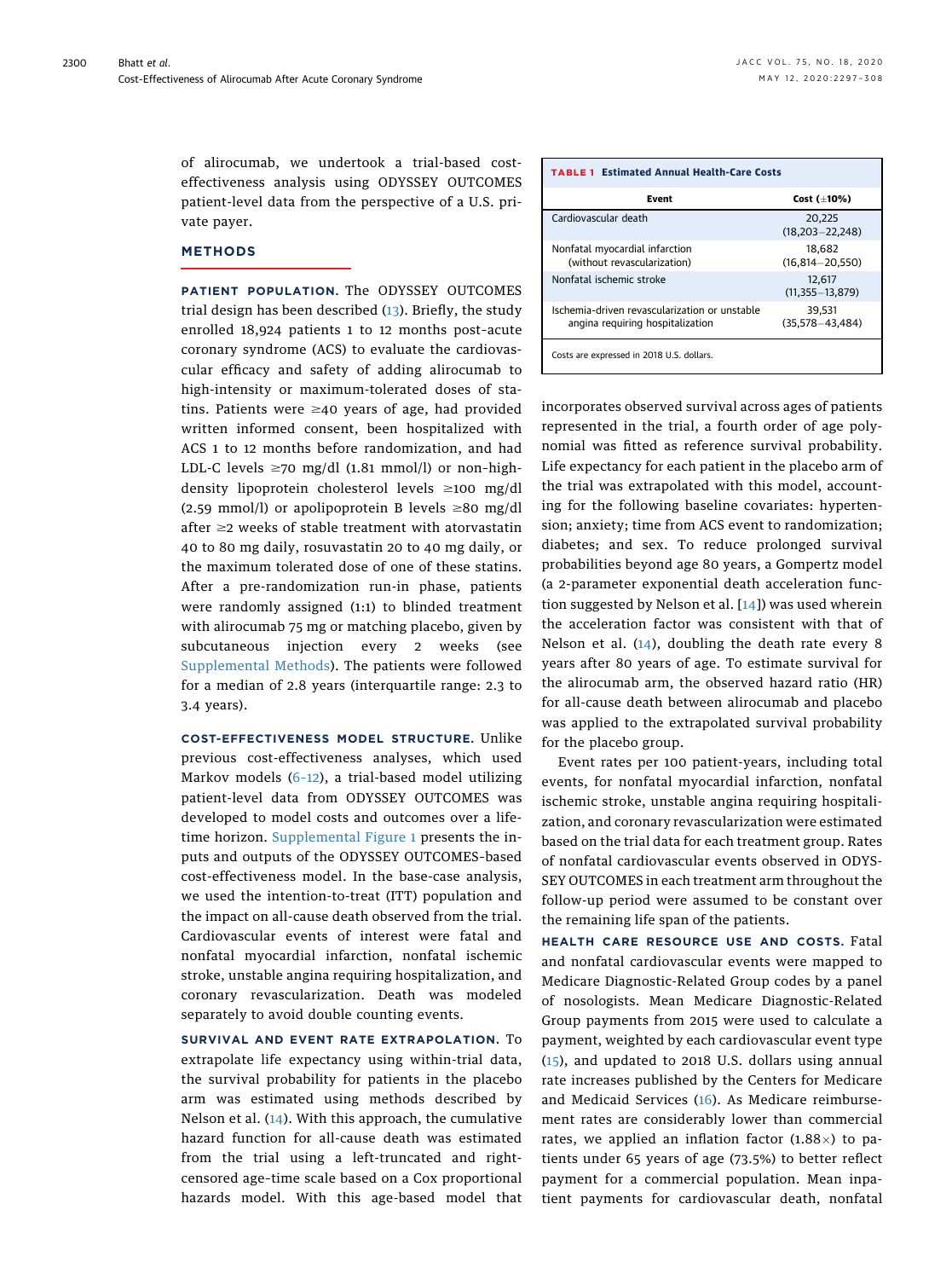of alirocumab, we undertook a trial-based cost-effectiveness analysis using ODYSSEY OUTCOMES patient-level data from the perspective of a U.S. private payer.

## METHODS

**PATIENT POPULATION.** The ODYSSEY OUTCOMES trial design has been described (13). Briefly, the study enrolled 18,924 patients 1 to 12 months post-acute coronary syndrome (ACS) to evaluate the cardiovascular efficacy and safety of adding alirocumab to high-intensity or maximum-tolerated doses of statins. Patients were ≥40 years of age, had provided written informed consent, been hospitalized with ACS 1 to 12 months before randomization, and had LDL-C levels ≥70 mg/dl (1.81 mmol/l) or non-high-density lipoprotein cholesterol levels ≥100 mg/dl (2.59 mmol/l) or apolipoprotein B levels ≥80 mg/dl after ≥2 weeks of stable treatment with atorvastatin 40 to 80 mg daily, rosuvastatin 20 to 40 mg daily, or the maximum tolerated dose of one of these statins. After a pre-randomization run-in phase, patients were randomly assigned (1:1) to blinded treatment with alirocumab 75 mg or matching placebo, given by subcutaneous injection every 2 weeks (see Supplemental Methods). The patients were followed for a median of 2.8 years (interquartile range: 2.3 to 3.4 years).

**COST-EFFECTIVENESS MODEL STRUCTURE.** Unlike previous cost-effectiveness analyses, which used Markov models (6–12), a trial-based model utilizing patient-level data from ODYSSEY OUTCOMES was developed to model costs and outcomes over a lifetime horizon. Supplemental Figure 1 presents the inputs and outputs of the ODYSSEY OUTCOMES-based cost-effectiveness model. In the base-case analysis, we used the intention-to-treat (ITT) population and the impact on all-cause death observed from the trial. Cardiovascular events of interest were fatal and nonfatal myocardial infarction, nonfatal ischemic stroke, unstable angina requiring hospitalization, and coronary revascularization. Death was modeled separately to avoid double counting events.

**SURVIVAL AND EVENT RATE EXTRAPOLATION.** To extrapolate life expectancy using within-trial data, the survival probability for patients in the placebo arm was estimated using methods described by Nelson et al. (14). With this approach, the cumulative hazard function for all-cause death was estimated from the trial using a left-truncated and right-censored age-time scale based on a Cox proportional hazards model. With this age-based model that incorporates observed survival across ages of patients represented in the trial, a fourth order of age polynomial was fitted as reference survival probability. Life expectancy for each patient in the placebo arm of the trial was extrapolated with this model, accounting for the following baseline covariates: hypertension; anxiety; time from ACS event to randomization; diabetes; and sex. To reduce prolonged survival probabilities beyond age 80 years, a Gompertz model (a 2-parameter exponential death acceleration function suggested by Nelson et al. [14]) was used wherein the acceleration factor was consistent with that of Nelson et al. (14), doubling the death rate every 8 years after 80 years of age. To estimate survival for the alirocumab arm, the observed hazard ratio (HR) for all-cause death between alirocumab and placebo was applied to the extrapolated survival probability for the placebo group.

Event rates per 100 patient-years, including total events, for nonfatal myocardial infarction, nonfatal ischemic stroke, unstable angina requiring hospitalization, and coronary revascularization were estimated based on the trial data for each treatment group. Rates of nonfatal cardiovascular events observed in ODYSSEY OUTCOMES in each treatment arm throughout the follow-up period were assumed to be constant over the remaining life span of the patients.

**HEALTH CARE RESOURCE USE AND COSTS.** Fatal and nonfatal cardiovascular events were mapped to Medicare Diagnostic-Related Group codes by a panel of nosologists. Mean Medicare Diagnostic-Related Group payments from 2015 were used to calculate a payment, weighted by each cardiovascular event type (15), and updated to 2018 U.S. dollars using annual rate increases published by the Centers for Medicare and Medicaid Services (16). As Medicare reimbursement rates are considerably lower than commercial rates, we applied an inflation factor (1.88×) to patients under 65 years of age (73.5%) to better reflect payment for a commercial population. Mean inpatient payments for cardiovascular death, nonfatal

**TABLE 1** Estimated Annual Health-Care Costs

| Event | Cost (±10%) |
|---|---|
| Cardiovascular death | 20,225 (18,203–22,248) |
| Nonfatal myocardial infarction (without revascularization) | 18,682 (16,814–20,550) |
| Nonfatal ischemic stroke | 12,617 (11,355–13,879) |
| Ischemia-driven revascularization or unstable angina requiring hospitalization | 39,531 (35,578–43,484) |

Costs are expressed in 2018 U.S. dollars.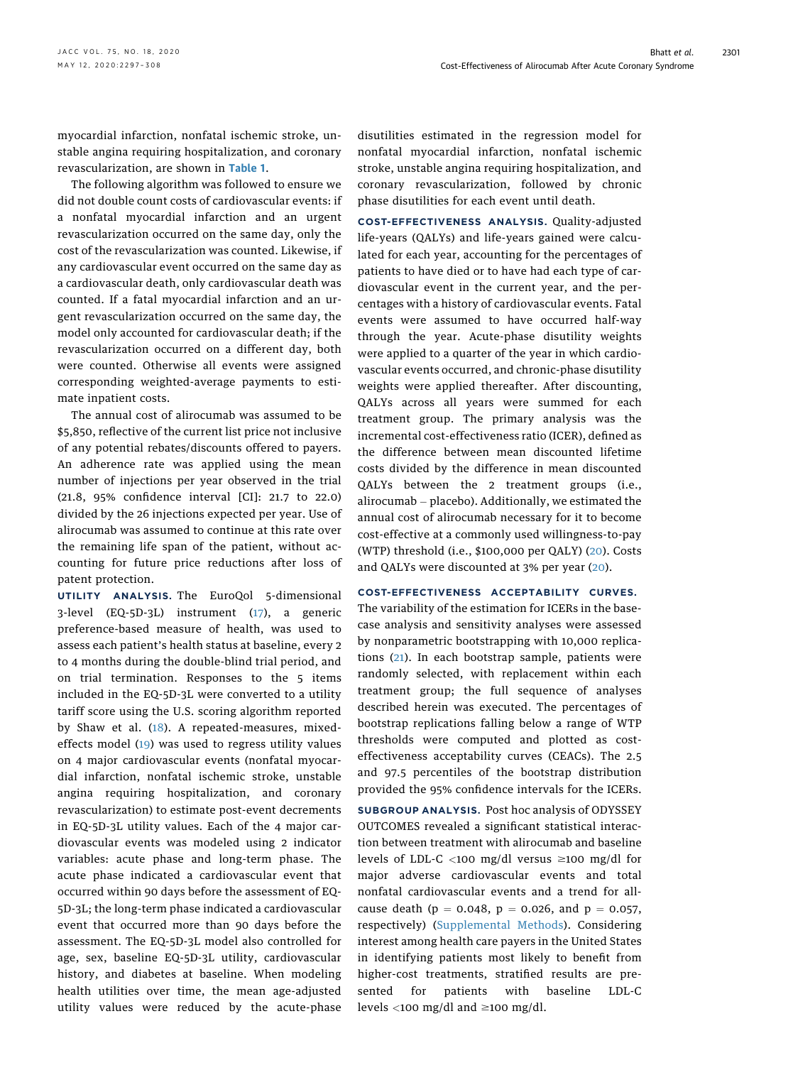myocardial infarction, nonfatal ischemic stroke, unstable angina requiring hospitalization, and coronary revascularization, are shown in Table 1.

The following algorithm was followed to ensure we did not double count costs of cardiovascular events: if a nonfatal myocardial infarction and an urgent revascularization occurred on the same day, only the cost of the revascularization was counted. Likewise, if any cardiovascular event occurred on the same day as a cardiovascular death, only cardiovascular death was counted. If a fatal myocardial infarction and an urgent revascularization occurred on the same day, the model only accounted for cardiovascular death; if the revascularization occurred on a different day, both were counted. Otherwise all events were assigned corresponding weighted-average payments to estimate inpatient costs.

The annual cost of alirocumab was assumed to be \$5,850, reflective of the current list price not inclusive of any potential rebates/discounts offered to payers. An adherence rate was applied using the mean number of injections per year observed in the trial (21.8, 95% confidence interval [CI]: 21.7 to 22.0) divided by the 26 injections expected per year. Use of alirocumab was assumed to continue at this rate over the remaining life span of the patient, without accounting for future price reductions after loss of patent protection.

**UTILITY ANALYSIS.** The EuroQol 5-dimensional 3-level (EQ-5D-3L) instrument (17), a generic preference-based measure of health, was used to assess each patient's health status at baseline, every 2 to 4 months during the double-blind trial period, and on trial termination. Responses to the 5 items included in the EQ-5D-3L were converted to a utility tariff score using the U.S. scoring algorithm reported by Shaw et al. (18). A repeated-measures, mixed-effects model (19) was used to regress utility values on 4 major cardiovascular events (nonfatal myocardial infarction, nonfatal ischemic stroke, unstable angina requiring hospitalization, and coronary revascularization) to estimate post-event decrements in EQ-5D-3L utility values. Each of the 4 major cardiovascular events was modeled using 2 indicator variables: acute phase and long-term phase. The acute phase indicated a cardiovascular event that occurred within 90 days before the assessment of EQ-5D-3L; the long-term phase indicated a cardiovascular event that occurred more than 90 days before the assessment. The EQ-5D-3L model also controlled for age, sex, baseline EQ-5D-3L utility, cardiovascular history, and diabetes at baseline. When modeling health utilities over time, the mean age-adjusted utility values were reduced by the acute-phase disutilities estimated in the regression model for nonfatal myocardial infarction, nonfatal ischemic stroke, unstable angina requiring hospitalization, and coronary revascularization, followed by chronic phase disutilities for each event until death.

**COST-EFFECTIVENESS ANALYSIS.** Quality-adjusted life-years (QALYs) and life-years gained were calculated for each year, accounting for the percentages of patients to have died or to have had each type of cardiovascular event in the current year, and the percentages with a history of cardiovascular events. Fatal events were assumed to have occurred half-way through the year. Acute-phase disutility weights were applied to a quarter of the year in which cardiovascular events occurred, and chronic-phase disutility weights were applied thereafter. After discounting, QALYs across all years were summed for each treatment group. The primary analysis was the incremental cost-effectiveness ratio (ICER), defined as the difference between mean discounted lifetime costs divided by the difference in mean discounted QALYs between the 2 treatment groups (i.e., alirocumab – placebo). Additionally, we estimated the annual cost of alirocumab necessary for it to become cost-effective at a commonly used willingness-to-pay (WTP) threshold (i.e., \$100,000 per QALY) (20). Costs and QALYs were discounted at 3% per year (20).

**COST-EFFECTIVENESS ACCEPTABILITY CURVES.** The variability of the estimation for ICERs in the base-case analysis and sensitivity analyses were assessed by nonparametric bootstrapping with 10,000 replications (21). In each bootstrap sample, patients were randomly selected, with replacement within each treatment group; the full sequence of analyses described herein was executed. The percentages of bootstrap replications falling below a range of WTP thresholds were computed and plotted as cost-effectiveness acceptability curves (CEACs). The 2.5 and 97.5 percentiles of the bootstrap distribution provided the 95% confidence intervals for the ICERs.

**SUBGROUP ANALYSIS.** Post hoc analysis of ODYSSEY OUTCOMES revealed a significant statistical interaction between treatment with alirocumab and baseline levels of LDL-C <100 mg/dl versus ≥100 mg/dl for major adverse cardiovascular events and total nonfatal cardiovascular events and a trend for all-cause death ($p = 0.048$, $p = 0.026$, and $p = 0.057$, respectively) (Supplemental Methods). Considering interest among health care payers in the United States in identifying patients most likely to benefit from higher-cost treatments, stratified results are presented for patients with baseline LDL-C levels <100 mg/dl and ≥100 mg/dl.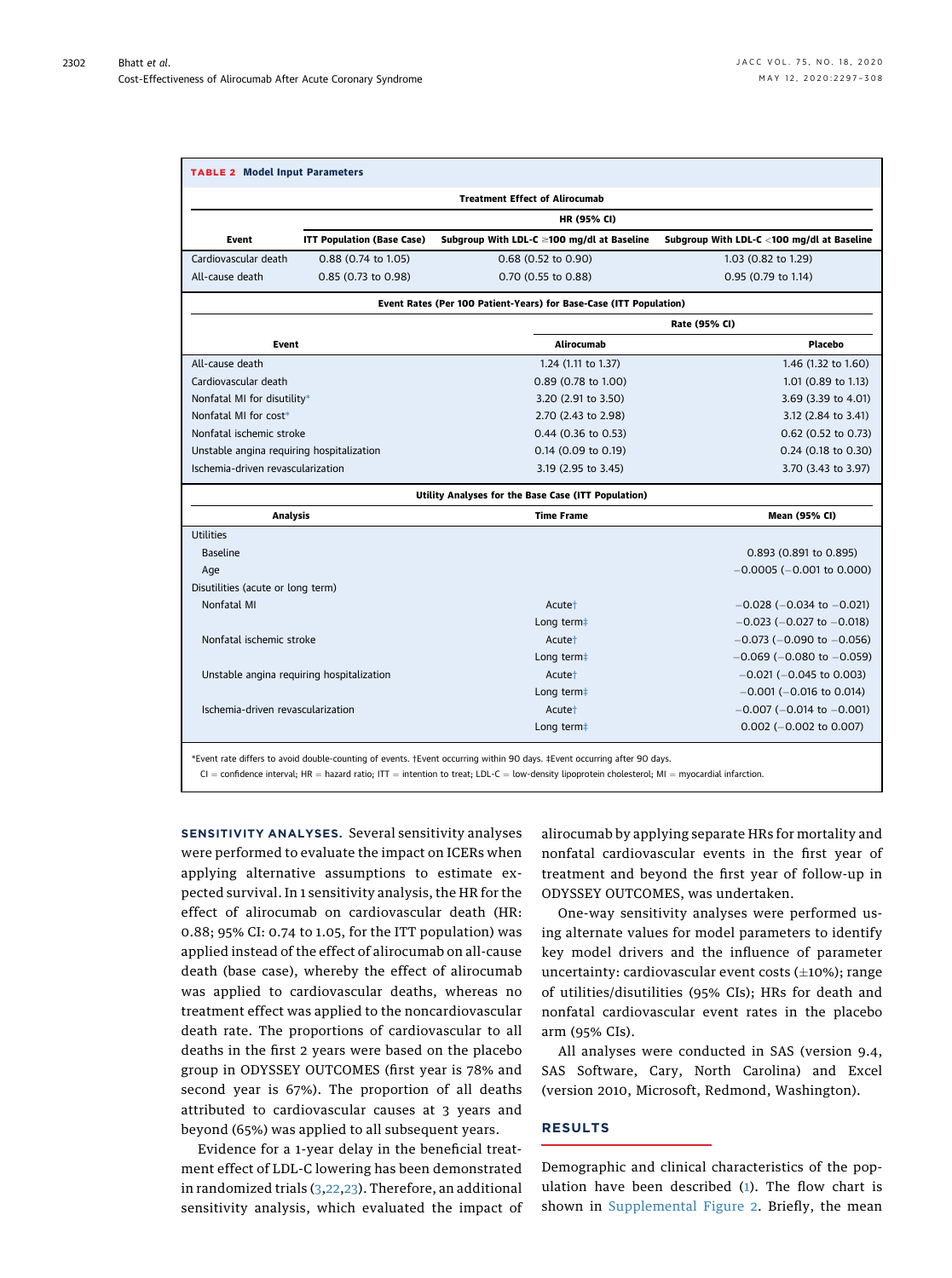**TABLE 2 Model Input Parameters**

| Treatment Effect of Alirocumab | | | |
|---|---|---|---|
| | HR (95% CI) | | |
| Event | ITT Population (Base Case) | Subgroup With LDL-C ≥100 mg/dl at Baseline | Subgroup With LDL-C <100 mg/dl at Baseline |
| Cardiovascular death | 0.88 (0.74 to 1.05) | 0.68 (0.52 to 0.90) | 1.03 (0.82 to 1.29) |
| All-cause death | 0.85 (0.73 to 0.98) | 0.70 (0.55 to 0.88) | 0.95 (0.79 to 1.14) |

| Event Rates (Per 100 Patient-Years) for Base-Case (ITT Population) | | |
|---|---|---|
| | Rate (95% CI) | |
| Event | Alirocumab | Placebo |
| All-cause death | 1.24 (1.11 to 1.37) | 1.46 (1.32 to 1.60) |
| Cardiovascular death | 0.89 (0.78 to 1.00) | 1.01 (0.89 to 1.13) |
| Nonfatal MI for disutility* | 3.20 (2.91 to 3.50) | 3.69 (3.39 to 4.01) |
| Nonfatal MI for cost* | 2.70 (2.43 to 2.98) | 3.12 (2.84 to 3.41) |
| Nonfatal ischemic stroke | 0.44 (0.36 to 0.53) | 0.62 (0.52 to 0.73) |
| Unstable angina requiring hospitalization | 0.14 (0.09 to 0.19) | 0.24 (0.18 to 0.30) |
| Ischemia-driven revascularization | 3.19 (2.95 to 3.45) | 3.70 (3.43 to 3.97) |

| Utility Analyses for the Base Case (ITT Population) | | |
|---|---|---|
| Analysis | Time Frame | Mean (95% CI) |
| Utilities | | |
| Baseline | | 0.893 (0.891 to 0.895) |
| Age | | −0.0005 (−0.001 to 0.000) |
| Disutilities (acute or long term) | | |
| Nonfatal MI | Acute† | −0.028 (−0.034 to −0.021) |
| | Long term‡ | −0.023 (−0.027 to −0.018) |
| Nonfatal ischemic stroke | Acute† | −0.073 (−0.090 to −0.056) |
| | Long term‡ | −0.069 (−0.080 to −0.059) |
| Unstable angina requiring hospitalization | Acute† | −0.021 (−0.045 to 0.003) |
| | Long term‡ | −0.001 (−0.016 to 0.014) |
| Ischemia-driven revascularization | Acute† | −0.007 (−0.014 to −0.001) |
| | Long term‡ | 0.002 (−0.002 to 0.007) |

*Event rate differs to avoid double-counting of events. †Event occurring within 90 days. ‡Event occurring after 90 days.
CI = confidence interval; HR = hazard ratio; ITT = intention to treat; LDL-C = low-density lipoprotein cholesterol; MI = myocardial infarction.

**SENSITIVITY ANALYSES.** Several sensitivity analyses were performed to evaluate the impact on ICERs when applying alternative assumptions to estimate expected survival. In 1 sensitivity analysis, the HR for the effect of alirocumab on cardiovascular death (HR: 0.88; 95% CI: 0.74 to 1.05, for the ITT population) was applied instead of the effect of alirocumab on all-cause death (base case), whereby the effect of alirocumab was applied to cardiovascular deaths, whereas no treatment effect was applied to the noncardiovascular death rate. The proportions of cardiovascular to all deaths in the first 2 years were based on the placebo group in ODYSSEY OUTCOMES (first year is 78% and second year is 67%). The proportion of all deaths attributed to cardiovascular causes at 3 years and beyond (65%) was applied to all subsequent years.

Evidence for a 1-year delay in the beneficial treatment effect of LDL-C lowering has been demonstrated in randomized trials (3,22,23). Therefore, an additional sensitivity analysis, which evaluated the impact of alirocumab by applying separate HRs for mortality and nonfatal cardiovascular events in the first year of treatment and beyond the first year of follow-up in ODYSSEY OUTCOMES, was undertaken.

One-way sensitivity analyses were performed using alternate values for model parameters to identify key model drivers and the influence of parameter uncertainty: cardiovascular event costs (±10%); range of utilities/disutilities (95% CIs); HRs for death and nonfatal cardiovascular event rates in the placebo arm (95% CIs).

All analyses were conducted in SAS (version 9.4, SAS Software, Cary, North Carolina) and Excel (version 2010, Microsoft, Redmond, Washington).

## RESULTS

Demographic and clinical characteristics of the population have been described (1). The flow chart is shown in Supplemental Figure 2. Briefly, the mean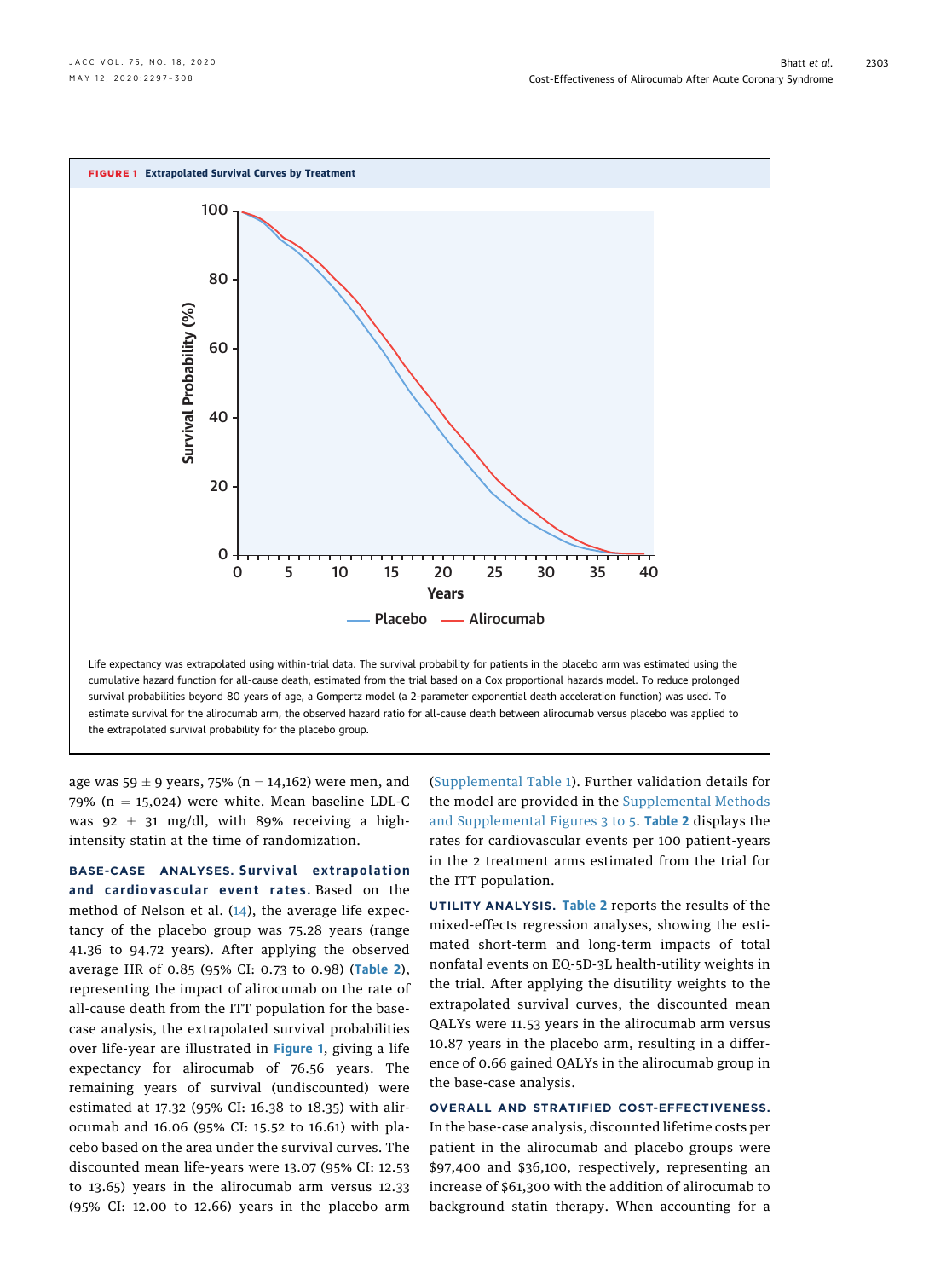**FIGURE 1** Extrapolated Survival Curves by Treatment

Life expectancy was extrapolated using within-trial data. The survival probability for patients in the placebo arm was estimated using the cumulative hazard function for all-cause death, estimated from the trial based on a Cox proportional hazards model. To reduce prolonged survival probabilities beyond 80 years of age, a Gompertz model (a 2-parameter exponential death acceleration function) was used. To estimate survival for the alirocumab arm, the observed hazard ratio for all-cause death between alirocumab versus placebo was applied to the extrapolated survival probability for the placebo group.

age was 59 ± 9 years, 75% (n = 14,162) were men, and 79% (n = 15,024) were white. Mean baseline LDL-C was 92 ± 31 mg/dl, with 89% receiving a high-intensity statin at the time of randomization.

**BASE-CASE ANALYSES. Survival extrapolation and cardiovascular event rates.** Based on the method of Nelson et al. (14), the average life expectancy of the placebo group was 75.28 years (range 41.36 to 94.72 years). After applying the observed average HR of 0.85 (95% CI: 0.73 to 0.98) (Table 2), representing the impact of alirocumab on the rate of all-cause death from the ITT population for the base-case analysis, the extrapolated survival probabilities over life-year are illustrated in Figure 1, giving a life expectancy for alirocumab of 76.56 years. The remaining years of survival (undiscounted) were estimated at 17.32 (95% CI: 16.38 to 18.35) with alirocumab and 16.06 (95% CI: 15.52 to 16.61) with placebo based on the area under the survival curves. The discounted mean life-years were 13.07 (95% CI: 12.53 to 13.65) years in the alirocumab arm versus 12.33 (95% CI: 12.00 to 12.66) years in the placebo arm (Supplemental Table 1). Further validation details for the model are provided in the Supplemental Methods and Supplemental Figures 3 to 5. Table 2 displays the rates for cardiovascular events per 100 patient-years in the 2 treatment arms estimated from the trial for the ITT population.

**UTILITY ANALYSIS.** Table 2 reports the results of the mixed-effects regression analyses, showing the estimated short-term and long-term impacts of total nonfatal events on EQ-5D-3L health-utility weights in the trial. After applying the disutility weights to the extrapolated survival curves, the discounted mean QALYs were 11.53 years in the alirocumab arm versus 10.87 years in the placebo arm, resulting in a difference of 0.66 gained QALYs in the alirocumab group in the base-case analysis.

**OVERALL AND STRATIFIED COST-EFFECTIVENESS.** In the base-case analysis, discounted lifetime costs per patient in the alirocumab and placebo groups were $97,400 and $36,100, respectively, representing an increase of $61,300 with the addition of alirocumab to background statin therapy. When accounting for a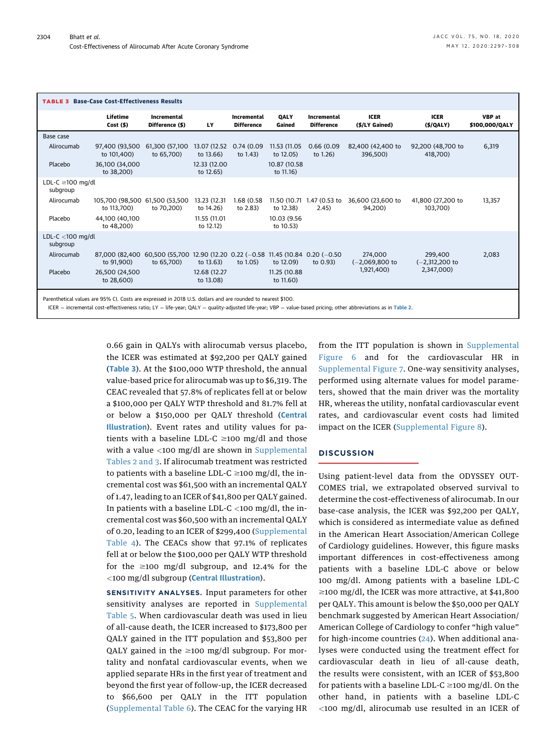**TABLE 3 Base-Case Cost-Effectiveness Results**

| | Lifetime Cost ($) | Incremental Difference ($) | LY | Incremental Difference | QALY Gained | Incremental Difference | ICER ($/LY Gained) | ICER ($/QALY) | VBP at $100,000/QALY |
|---|---|---|---|---|---|---|---|---|---|
| Base case | | | | | | | | | |
| Alirocumab | 97,400 (93,500 to 101,400) | 61,300 (57,100 to 65,700) | 13.07 (12.52 to 13.66) | 0.74 (0.09 to 1.43) | 11.53 (11.05 to 12.05) | 0.66 (0.09 to 1.26) | 82,400 (42,400 to 396,500) | 92,200 (48,700 to 418,700) | 6,319 |
| Placebo | 36,100 (34,000 to 38,200) | | 12.33 (12.00 to 12.65) | | 10.87 (10.58 to 11.16) | | | | |
| LDL-C ≥100 mg/dl subgroup | | | | | | | | | |
| Alirocumab | 105,700 (98,500 to 113,700) | 61,500 (53,500 to 70,200) | 13.23 (12.31 to 14.26) | 1.68 (0.58 to 2.83) | 11.50 (10.71 to 12.38) | 1.47 (0.53 to 2.45) | 36,600 (23,600 to 94,200) | 41,800 (27,200 to 103,700) | 13,357 |
| Placebo | 44,100 (40,100 to 48,200) | | 11.55 (11.01 to 12.12) | | 10.03 (9.56 to 10.53) | | | | |
| LDL-C <100 mg/dl subgroup | | | | | | | | | |
| Alirocumab | 87,000 (82,400 to 91,900) | 60,500 (55,700 to 65,700) | 12.90 (12.20 to 13.63) | 0.22 (−0.58 to 1.05) | 11.45 (10.84 to 12.09) | 0.20 (−0.50 to 0.93) | 274,000 (−2,069,800 to 1,921,400) | 299,400 (−2,312,200 to 2,347,000) | 2,083 |
| Placebo | 26,500 (24,500 to 28,600) | | 12.68 (12.27 to 13.08) | | 11.25 (10.88 to 11.60) | | | | |

Parenthetical values are 95% CI. Costs are expressed in 2018 U.S. dollars and are rounded to nearest $100.
ICER = incremental cost-effectiveness ratio; LY = life-year; QALY = quality-adjusted life-year; VBP = value-based pricing; other abbreviations as in Table 2.

0.66 gain in QALYs with alirocumab versus placebo, the ICER was estimated at $92,200 per QALY gained (Table 3). At the $100,000 WTP threshold, the annual value-based price for alirocumab was up to $6,319. The CEAC revealed that 57.8% of replicates fell at or below a $100,000 per QALY WTP threshold and 81.7% fell at or below a $150,000 per QALY threshold (Central Illustration). Event rates and utility values for patients with a baseline LDL-C ≥100 mg/dl and those with a value <100 mg/dl are shown in Supplemental Tables 2 and 3. If alirocumab treatment was restricted to patients with a baseline LDL-C ≥100 mg/dl, the incremental cost was $61,500 with an incremental QALY of 1.47, leading to an ICER of $41,800 per QALY gained. In patients with a baseline LDL-C <100 mg/dl, the incremental cost was $60,500 with an incremental QALY of 0.20, leading to an ICER of $299,400 (Supplemental Table 4). The CEACs show that 97.1% of replicates fell at or below the $100,000 per QALY WTP threshold for the ≥100 mg/dl subgroup, and 12.4% for the <100 mg/dl subgroup (Central Illustration).

**SENSITIVITY ANALYSES.** Input parameters for other sensitivity analyses are reported in Supplemental Table 5. When cardiovascular death was used in lieu of all-cause death, the ICER increased to $173,800 per QALY gained in the ITT population and $53,800 per QALY gained in the ≥100 mg/dl subgroup. For mortality and nonfatal cardiovascular events, when we applied separate HRs in the first year of treatment and beyond the first year of follow-up, the ICER decreased to $66,600 per QALY in the ITT population (Supplemental Table 6). The CEAC for the varying HR from the ITT population is shown in Supplemental Figure 6 and for the cardiovascular HR in Supplemental Figure 7. One-way sensitivity analyses, performed using alternate values for model parameters, showed that the main driver was the mortality HR, whereas the utility, nonfatal cardiovascular event rates, and cardiovascular event costs had limited impact on the ICER (Supplemental Figure 8).

## DISCUSSION

Using patient-level data from the ODYSSEY OUTCOMES trial, we extrapolated observed survival to determine the cost-effectiveness of alirocumab. In our base-case analysis, the ICER was $92,200 per QALY, which is considered as intermediate value as defined in the American Heart Association/American College of Cardiology guidelines. However, this figure masks important differences in cost-effectiveness among patients with a baseline LDL-C above or below 100 mg/dl. Among patients with a baseline LDL-C ≥100 mg/dl, the ICER was more attractive, at $41,800 per QALY. This amount is below the $50,000 per QALY benchmark suggested by American Heart Association/American College of Cardiology to confer "high value" for high-income countries (24). When additional analyses were conducted using the treatment effect for cardiovascular death in lieu of all-cause death, the results were consistent, with an ICER of $53,800 for patients with a baseline LDL-C ≥100 mg/dl. On the other hand, in patients with a baseline LDL-C <100 mg/dl, alirocumab use resulted in an ICER of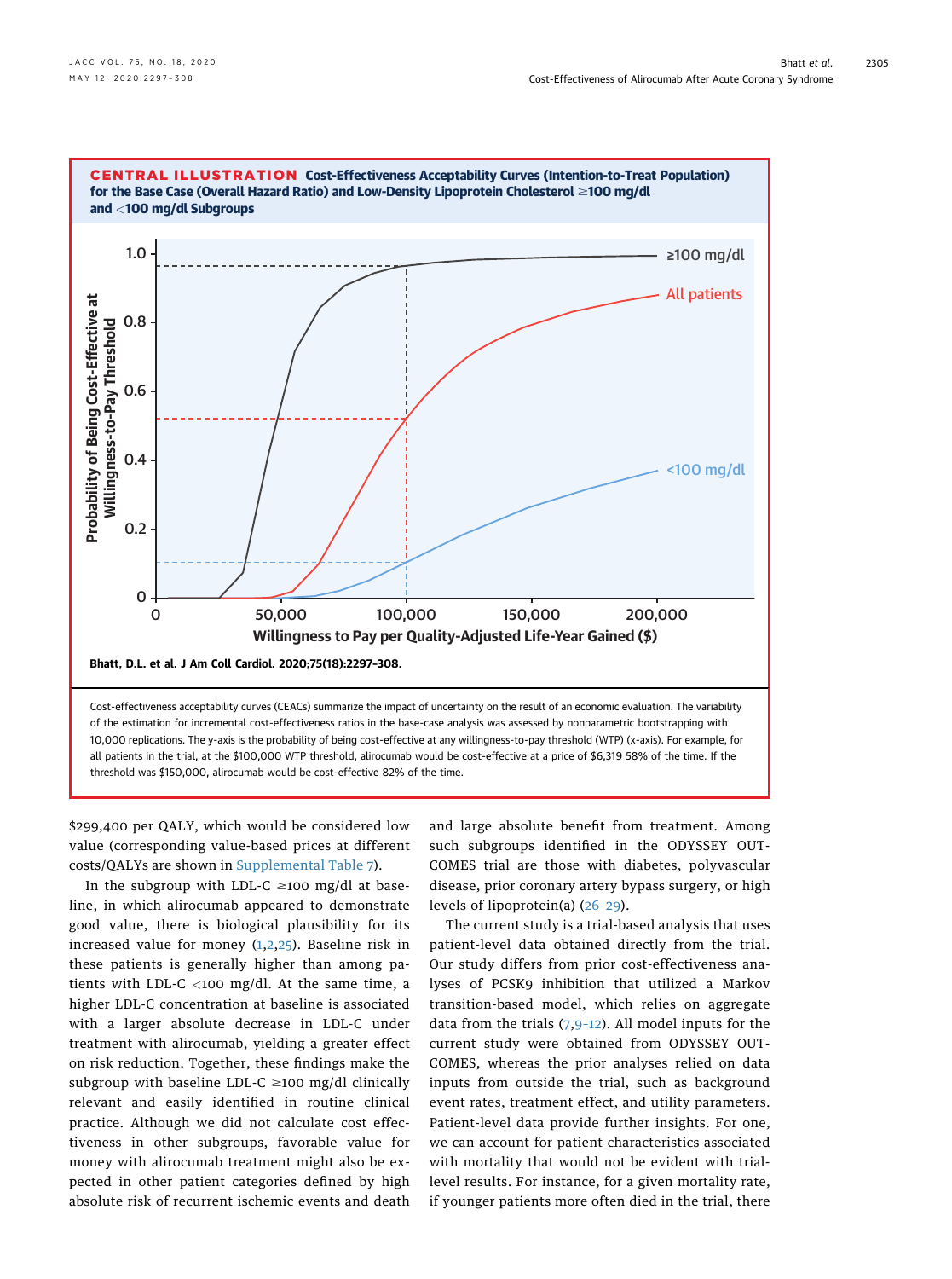**CENTRAL ILLUSTRATION Cost-Effectiveness Acceptability Curves (Intention-to-Treat Population) for the Base Case (Overall Hazard Ratio) and Low-Density Lipoprotein Cholesterol ≥100 mg/dl and <100 mg/dl Subgroups**

Bhatt, D.L. et al. J Am Coll Cardiol. 2020;75(18):2297-308.

Cost-effectiveness acceptability curves (CEACs) summarize the impact of uncertainty on the result of an economic evaluation. The variability of the estimation for incremental cost-effectiveness ratios in the base-case analysis was assessed by nonparametric bootstrapping with 10,000 replications. The y-axis is the probability of being cost-effective at any willingness-to-pay threshold (WTP) (x-axis). For example, for all patients in the trial, at the $100,000 WTP threshold, alirocumab would be cost-effective at a price of $6,319 58% of the time. If the threshold was $150,000, alirocumab would be cost-effective 82% of the time.

$299,400 per QALY, which would be considered low value (corresponding value-based prices at different costs/QALYs are shown in Supplemental Table 7).

In the subgroup with LDL-C ≥100 mg/dl at baseline, in which alirocumab appeared to demonstrate good value, there is biological plausibility for its increased value for money (1,2,25). Baseline risk in these patients is generally higher than among patients with LDL-C <100 mg/dl. At the same time, a higher LDL-C concentration at baseline is associated with a larger absolute decrease in LDL-C under treatment with alirocumab, yielding a greater effect on risk reduction. Together, these findings make the subgroup with baseline LDL-C ≥100 mg/dl clinically relevant and easily identified in routine clinical practice. Although we did not calculate cost effectiveness in other subgroups, favorable value for money with alirocumab treatment might also be expected in other patient categories defined by high absolute risk of recurrent ischemic events and death and large absolute benefit from treatment. Among such subgroups identified in the ODYSSEY OUTCOMES trial are those with diabetes, polyvascular disease, prior coronary artery bypass surgery, or high levels of lipoprotein(a) (26–29).

The current study is a trial-based analysis that uses patient-level data obtained directly from the trial. Our study differs from prior cost-effectiveness analyses of PCSK9 inhibition that utilized a Markov transition-based model, which relies on aggregate data from the trials (7,9–12). All model inputs for the current study were obtained from ODYSSEY OUTCOMES, whereas the prior analyses relied on data inputs from outside the trial, such as background event rates, treatment effect, and utility parameters. Patient-level data provide further insights. For one, we can account for patient characteristics associated with mortality that would not be evident with trial-level results. For instance, for a given mortality rate, if younger patients more often died in the trial, there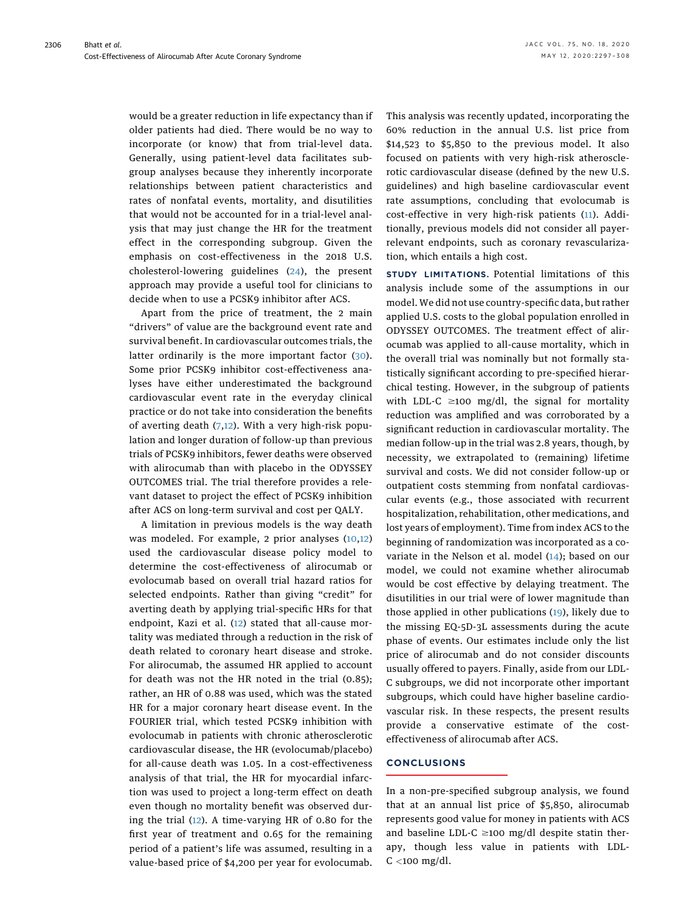would be a greater reduction in life expectancy than if older patients had died. There would be no way to incorporate (or know) that from trial-level data. Generally, using patient-level data facilitates subgroup analyses because they inherently incorporate relationships between patient characteristics and rates of nonfatal events, mortality, and disutilities that would not be accounted for in a trial-level analysis that may just change the HR for the treatment effect in the corresponding subgroup. Given the emphasis on cost-effectiveness in the 2018 U.S. cholesterol-lowering guidelines (24), the present approach may provide a useful tool for clinicians to decide when to use a PCSK9 inhibitor after ACS.

Apart from the price of treatment, the 2 main "drivers" of value are the background event rate and survival benefit. In cardiovascular outcomes trials, the latter ordinarily is the more important factor (30). Some prior PCSK9 inhibitor cost-effectiveness analyses have either underestimated the background cardiovascular event rate in the everyday clinical practice or do not take into consideration the benefits of averting death (7,12). With a very high-risk population and longer duration of follow-up than previous trials of PCSK9 inhibitors, fewer deaths were observed with alirocumab than with placebo in the ODYSSEY OUTCOMES trial. The trial therefore provides a relevant dataset to project the effect of PCSK9 inhibition after ACS on long-term survival and cost per QALY.

A limitation in previous models is the way death was modeled. For example, 2 prior analyses (10,12) used the cardiovascular disease policy model to determine the cost-effectiveness of alirocumab or evolocumab based on overall trial hazard ratios for selected endpoints. Rather than giving "credit" for averting death by applying trial-specific HRs for that endpoint, Kazi et al. (12) stated that all-cause mortality was mediated through a reduction in the risk of death related to coronary heart disease and stroke. For alirocumab, the assumed HR applied to account for death was not the HR noted in the trial (0.85); rather, an HR of 0.88 was used, which was the stated HR for a major coronary heart disease event. In the FOURIER trial, which tested PCSK9 inhibition with evolocumab in patients with chronic atherosclerotic cardiovascular disease, the HR (evolocumab/placebo) for all-cause death was 1.05. In a cost-effectiveness analysis of that trial, the HR for myocardial infarction was used to project a long-term effect on death even though no mortality benefit was observed during the trial (12). A time-varying HR of 0.80 for the first year of treatment and 0.65 for the remaining period of a patient's life was assumed, resulting in a value-based price of $4,200 per year for evolocumab. This analysis was recently updated, incorporating the 60% reduction in the annual U.S. list price from $14,523 to $5,850 to the previous model. It also focused on patients with very high-risk atherosclerotic cardiovascular disease (defined by the new U.S. guidelines) and high baseline cardiovascular event rate assumptions, concluding that evolocumab is cost-effective in very high-risk patients (11). Additionally, previous models did not consider all payer-relevant endpoints, such as coronary revascularization, which entails a high cost.

**STUDY LIMITATIONS.** Potential limitations of this analysis include some of the assumptions in our model. We did not use country-specific data, but rather applied U.S. costs to the global population enrolled in ODYSSEY OUTCOMES. The treatment effect of alirocumab was applied to all-cause mortality, which in the overall trial was nominally but not formally statistically significant according to pre-specified hierarchical testing. However, in the subgroup of patients with LDL-C ≥100 mg/dl, the signal for mortality reduction was amplified and was corroborated by a significant reduction in cardiovascular mortality. The median follow-up in the trial was 2.8 years, though, by necessity, we extrapolated to (remaining) lifetime survival and costs. We did not consider follow-up or outpatient costs stemming from nonfatal cardiovascular events (e.g., those associated with recurrent hospitalization, rehabilitation, other medications, and lost years of employment). Time from index ACS to the beginning of randomization was incorporated as a covariate in the Nelson et al. model (14); based on our model, we could not examine whether alirocumab would be cost effective by delaying treatment. The disutilities in our trial were of lower magnitude than those applied in other publications (19), likely due to the missing EQ-5D-3L assessments during the acute phase of events. Our estimates include only the list price of alirocumab and do not consider discounts usually offered to payers. Finally, aside from our LDL-C subgroups, we did not incorporate other important subgroups, which could have higher baseline cardiovascular risk. In these respects, the present results provide a conservative estimate of the cost-effectiveness of alirocumab after ACS.

## CONCLUSIONS

In a non-pre-specified subgroup analysis, we found that at an annual list price of $5,850, alirocumab represents good value for money in patients with ACS and baseline LDL-C ≥100 mg/dl despite statin therapy, though less value in patients with LDL-C <100 mg/dl.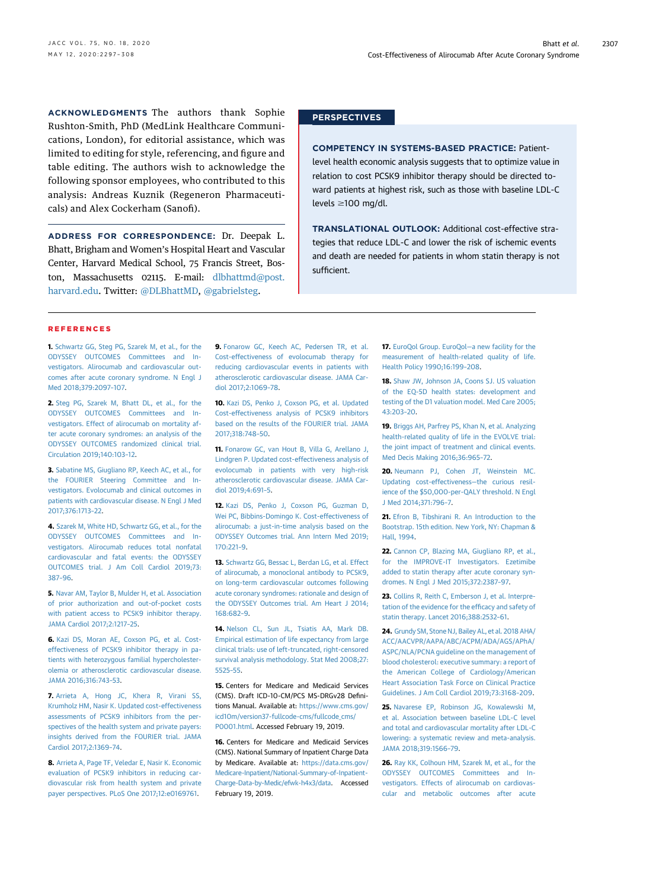**ACKNOWLEDGMENTS** The authors thank Sophie Rushton-Smith, PhD (MedLink Healthcare Communications, London), for editorial assistance, which was limited to editing for style, referencing, and figure and table editing. The authors wish to acknowledge the following sponsor employees, who contributed to this analysis: Andreas Kuznik (Regeneron Pharmaceuticals) and Alex Cockerham (Sanofi).

**ADDRESS FOR CORRESPONDENCE:** Dr. Deepak L. Bhatt, Brigham and Women's Hospital Heart and Vascular Center, Harvard Medical School, 75 Francis Street, Boston, Massachusetts 02115. E-mail: dlbhattmd@post.harvard.edu. Twitter: @DLBhattMD, @gabrielsteg.

## PERSPECTIVES

**COMPETENCY IN SYSTEMS-BASED PRACTICE:** Patient-level health economic analysis suggests that to optimize value in relation to cost PCSK9 inhibitor therapy should be directed toward patients at highest risk, such as those with baseline LDL-C levels ≥100 mg/dl.

**TRANSLATIONAL OUTLOOK:** Additional cost-effective strategies that reduce LDL-C and lower the risk of ischemic events and death are needed for patients in whom statin therapy is not sufficient.

## REFERENCES

**1.** Schwartz GG, Steg PG, Szarek M, et al., for the ODYSSEY OUTCOMES Committees and Investigators. Alirocumab and cardiovascular outcomes after acute coronary syndrome. N Engl J Med 2018;379:2097–107.

**2.** Steg PG, Szarek M, Bhatt DL, et al., for the ODYSSEY OUTCOMES Committees and Investigators. Effect of alirocumab on mortality after acute coronary syndromes: an analysis of the ODYSSEY OUTCOMES randomized clinical trial. Circulation 2019;140:103–12.

**3.** Sabatine MS, Giugliano RP, Keech AC, et al., for the FOURIER Steering Committee and Investigators. Evolocumab and clinical outcomes in patients with cardiovascular disease. N Engl J Med 2017;376:1713–22.

**4.** Szarek M, White HD, Schwartz GG, et al., for the ODYSSEY OUTCOMES Committees and Investigators. Alirocumab reduces total nonfatal cardiovascular and fatal events: the ODYSSEY OUTCOMES trial. J Am Coll Cardiol 2019;73:387–96.

**5.** Navar AM, Taylor B, Mulder H, et al. Association of prior authorization and out-of-pocket costs with patient access to PCSK9 inhibitor therapy. JAMA Cardiol 2017;2:1217–25.

**6.** Kazi DS, Moran AE, Coxson PG, et al. Cost-effectiveness of PCSK9 inhibitor therapy in patients with heterozygous familial hypercholesterolemia or atherosclerotic cardiovascular disease. JAMA 2016;316:743–53.

**7.** Arrieta A, Hong JC, Khera R, Virani SS, Krumholz HM, Nasir K. Updated cost-effectiveness assessments of PCSK9 inhibitors from the perspectives of the health system and private payers: insights derived from the FOURIER trial. JAMA Cardiol 2017;2:1369–74.

**8.** Arrieta A, Page TF, Veledar E, Nasir K. Economic evaluation of PCSK9 inhibitors in reducing cardiovascular risk from health system and private payer perspectives. PLoS One 2017;12:e0169761.

**9.** Fonarow GC, Keech AC, Pedersen TR, et al. Cost-effectiveness of evolocumab therapy for reducing cardiovascular events in patients with atherosclerotic cardiovascular disease. JAMA Cardiol 2017;2:1069–78.

**10.** Kazi DS, Penko J, Coxson PG, et al. Updated cost-effectiveness analysis of PCSK9 inhibitors based on the results of the FOURIER trial. JAMA 2017;318:748–50.

**11.** Fonarow GC, van Hout B, Villa G, Arellano J, Lindgren P. Updated cost-effectiveness analysis of evolocumab in patients with very high-risk atherosclerotic cardiovascular disease. JAMA Cardiol 2019;4:691–5.

**12.** Kazi DS, Penko J, Coxson PG, Guzman D, Wei PC, Bibbins-Domingo K. Cost-effectiveness of alirocumab: a just-in-time analysis based on the ODYSSEY Outcomes trial. Ann Intern Med 2019;170:221–9.

**13.** Schwartz GG, Bessac L, Berdan LG, et al. Effect of alirocumab, a monoclonal antibody to PCSK9, on long-term cardiovascular outcomes following acute coronary syndromes: rationale and design of the ODYSSEY Outcomes trial. Am Heart J 2014;168:682–9.

**14.** Nelson CL, Sun JL, Tsiatis AA, Mark DB. Empirical estimation of life expectancy from large clinical trials: use of left-truncated, right-censored survival analysis methodology. Stat Med 2008;27:5525–55.

**15.** Centers for Medicare and Medicaid Services (CMS). Draft ICD-10-CM/PCS MS-DRGv28 Definitions Manual. Available at: https://www.cms.gov/icd10m/version37-fullcode-cms/fullcode_cms/P0001.html. Accessed February 19, 2019.

**16.** Centers for Medicare and Medicaid Services (CMS). National Summary of Inpatient Charge Data by Medicare. Available at: https://data.cms.gov/Medicare-Inpatient/National-Summary-of-Inpatient-Charge-Data-by-Medic/efwk-h4x3/data. Accessed February 19, 2019.

**17.** EuroQol Group. EuroQol—a new facility for the measurement of health-related quality of life. Health Policy 1990;16:199–208.

**18.** Shaw JW, Johnson JA, Coons SJ. US valuation of the EQ-5D health states: development and testing of the D1 valuation model. Med Care 2005;43:203–20.

**19.** Briggs AH, Parfrey PS, Khan N, et al. Analyzing health-related quality of life in the EVOLVE trial: the joint impact of treatment and clinical events. Med Decis Making 2016;36:965–72.

**20.** Neumann PJ, Cohen JT, Weinstein MC. Updating cost-effectiveness—the curious resilience of the $50,000-per-QALY threshold. N Engl J Med 2014;371:796–7.

**21.** Efron B, Tibshirani R. An Introduction to the Bootstrap. 15th edition. New York, NY: Chapman & Hall, 1994.

**22.** Cannon CP, Blazing MA, Giugliano RP, et al., for the IMPROVE-IT Investigators. Ezetimibe added to statin therapy after acute coronary syndromes. N Engl J Med 2015;372:2387–97.

**23.** Collins R, Reith C, Emberson J, et al. Interpretation of the evidence for the efficacy and safety of statin therapy. Lancet 2016;388:2532–61.

**24.** Grundy SM, Stone NJ, Bailey AL, et al. 2018 AHA/ACC/AACVPR/AAPA/ABC/ACPM/ADA/AGS/APhA/ASPC/NLA/PCNA guideline on the management of blood cholesterol: executive summary: a report of the American College of Cardiology/American Heart Association Task Force on Clinical Practice Guidelines. J Am Coll Cardiol 2019;73:3168–209.

**25.** Navarese EP, Robinson JG, Kowalewski M, et al. Association between baseline LDL-C level and total and cardiovascular mortality after LDL-C lowering: a systematic review and meta-analysis. JAMA 2018;319:1566–79.

**26.** Ray KK, Colhoun HM, Szarek M, et al., for the ODYSSEY OUTCOMES Committees and Investigators. Effects of alirocumab on cardiovascular and metabolic outcomes after acute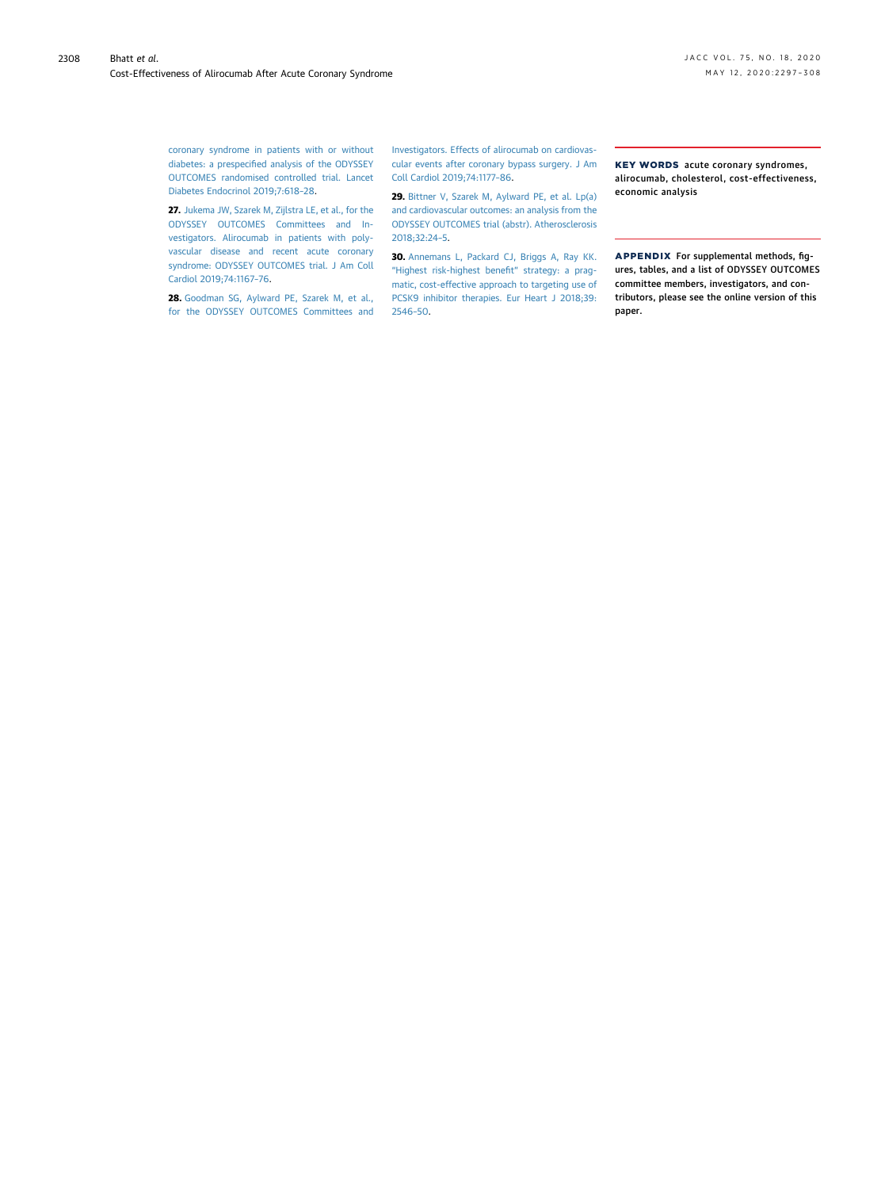coronary syndrome in patients with or without diabetes: a prespecified analysis of the ODYSSEY OUTCOMES randomised controlled trial. Lancet Diabetes Endocrinol 2019;7:618–28.

**27.** Jukema JW, Szarek M, Zijlstra LE, et al., for the ODYSSEY OUTCOMES Committees and Investigators. Alirocumab in patients with polyvascular disease and recent acute coronary syndrome: ODYSSEY OUTCOMES trial. J Am Coll Cardiol 2019;74:1167–76.

**28.** Goodman SG, Aylward PE, Szarek M, et al., for the ODYSSEY OUTCOMES Committees and Investigators. Effects of alirocumab on cardiovascular events after coronary bypass surgery. J Am Coll Cardiol 2019;74:1177–86.

**29.** Bittner V, Szarek M, Aylward PE, et al. Lp(a) and cardiovascular outcomes: an analysis from the ODYSSEY OUTCOMES trial (abstr). Atherosclerosis 2018;32:24–5.

**30.** Annemans L, Packard CJ, Briggs A, Ray KK. "Highest risk-highest benefit" strategy: a pragmatic, cost-effective approach to targeting use of PCSK9 inhibitor therapies. Eur Heart J 2018;39:2546–50.

**KEY WORDS** acute coronary syndromes, alirocumab, cholesterol, cost-effectiveness, economic analysis

**APPENDIX** For supplemental methods, figures, tables, and a list of ODYSSEY OUTCOMES committee members, investigators, and contributors, please see the online version of this paper.